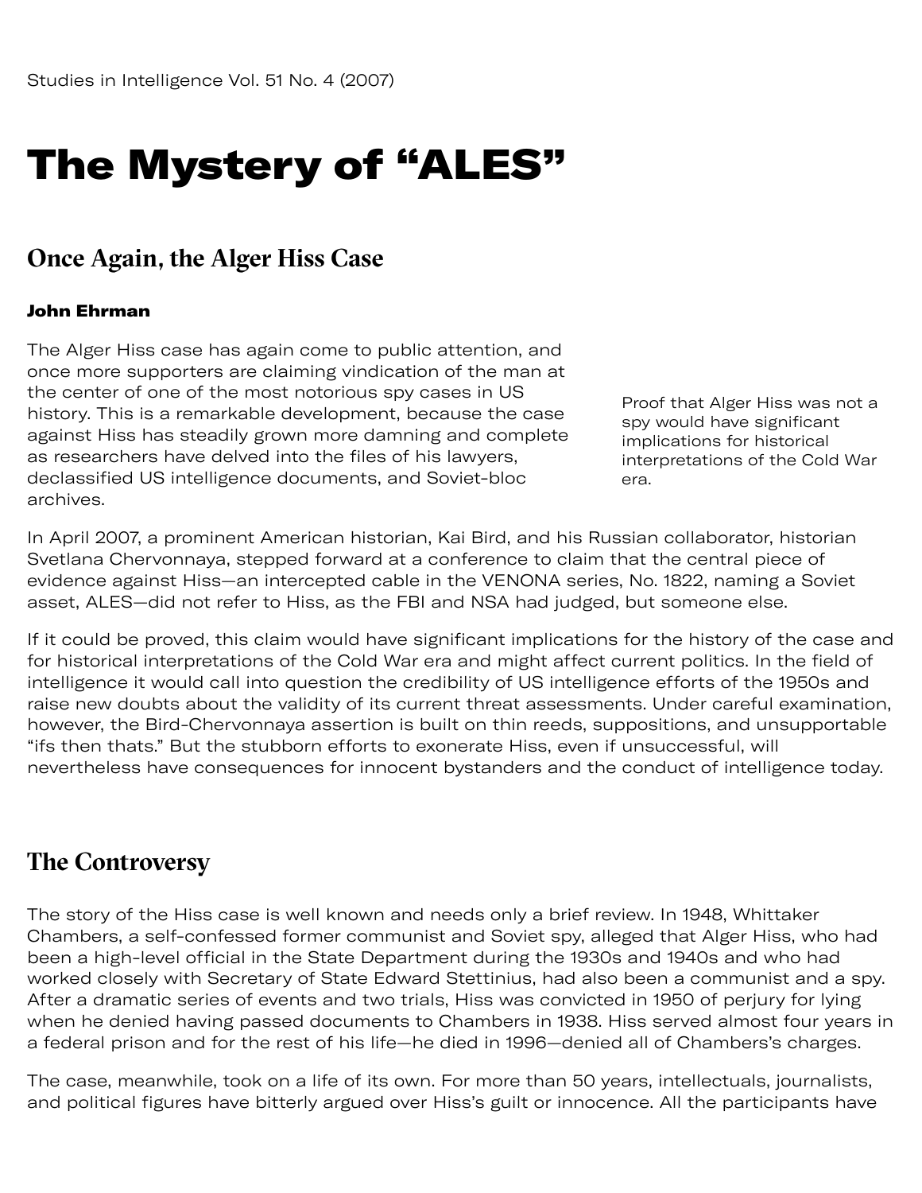Studies in Intelligence Vol. 51 No. 4 (2007)

# The Mystery of "ALES"

## Once Again, the Alger Hiss Case

**John Ehrman**

The Alger Hiss case has again come to public attention, and once more supporters are claiming vindication of the man at the center of one of the most notorious spy cases in US history. This is a remarkable development, because the case against Hiss has steadily grown more damning and complete as researchers have delved into the files of his lawyers, declassified US intelligence documents, and Soviet-bloc archives.

Proof that Alger Hiss was not a spy would have significant implications for historical interpretations of the Cold War era.

In April 2007, a prominent American historian, Kai Bird, and his Russian collaborator, historian Svetlana Chervonnaya, stepped forward at a conference to claim that the central piece of evidence against Hiss—an intercepted cable in the VENONA series, No. 1822, naming a Soviet asset, ALES—did not refer to Hiss, as the FBI and NSA had judged, but someone else.

If it could be proved, this claim would have significant implications for the history of the case and for historical interpretations of the Cold War era and might affect current politics. In the field of intelligence it would call into question the credibility of US intelligence efforts of the 1950s and raise new doubts about the validity of its current threat assessments. Under careful examination, however, the Bird-Chervonnaya assertion is built on thin reeds, suppositions, and unsupportable "ifs then thats." But the stubborn efforts to exonerate Hiss, even if unsuccessful, will nevertheless have consequences for innocent bystanders and the conduct of intelligence today.

## The Controversy

The story of the Hiss case is well known and needs only a brief review. In 1948, Whittaker Chambers, a self-confessed former communist and Soviet spy, alleged that Alger Hiss, who had been a high-level official in the State Department during the 1930s and 1940s and who had worked closely with Secretary of State Edward Stettinius, had also been a communist and a spy. After a dramatic series of events and two trials, Hiss was convicted in 1950 of perjury for lying when he denied having passed documents to Chambers in 1938. Hiss served almost four years in a federal prison and for the rest of his life—he died in 1996—denied all of Chambers's charges.

The case, meanwhile, took on a life of its own. For more than 50 years, intellectuals, journalists, and political figures have bitterly argued over Hiss's guilt or innocence. All the participants have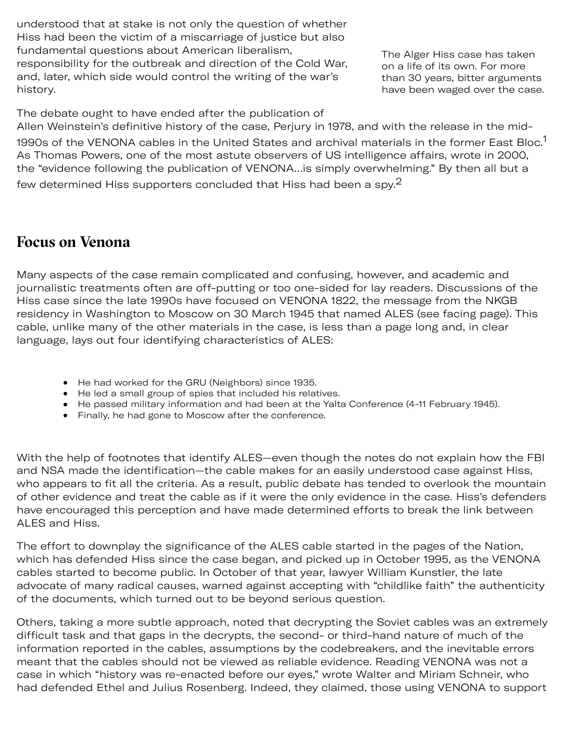understood that at stake is not only the question of whether Hiss had been the victim of a miscarriage of justice but also fundamental questions about American liberalism, responsibility for the outbreak and direction of the Cold War, and, later, which side would control the writing of the war's history.

The Alger Hiss case has taken on a life of its own. For more than 30 years, bitter arguments have been waged over the case.

The debate ought to have ended after the publication of Allen Weinstein's definitive history of the case, Perjury in 1978, and with the release in the mid-1990s of the VENONA cables in the United States and archival materials in the former East Bloc.[1] As Thomas Powers, one of the most astute observers of US intelligence affairs, wrote in 2000, the "evidence following the publication of VENONA…is simply overwhelming." By then all but a few determined Hiss supporters concluded that Hiss had been a spy.[2]

## Focus on Venona

Many aspects of the case remain complicated and confusing, however, and academic and journalistic treatments often are off-putting or too one-sided for lay readers. Discussions of the Hiss case since the late 1990s have focused on VENONA 1822, the message from the NKGB residency in Washington to Moscow on 30 March 1945 that named ALES (see facing page). This cable, unlike many of the other materials in the case, is less than a page long and, in clear language, lays out four identifying characteristics of ALES:

- He had worked for the GRU (Neighbors) since 1935.
- He led a small group of spies that included his relatives.
- He passed military information and had been at the Yalta Conference (4-11 February 1945).
- Finally, he had gone to Moscow after the conference.

With the help of footnotes that identify ALES—even though the notes do not explain how the FBI and NSA made the identification—the cable makes for an easily understood case against Hiss, who appears to fit all the criteria. As a result, public debate has tended to overlook the mountain of other evidence and treat the cable as if it were the only evidence in the case. Hiss's defenders have encouraged this perception and have made determined efforts to break the link between ALES and Hiss.

The effort to downplay the significance of the ALES cable started in the pages of the Nation, which has defended Hiss since the case began, and picked up in October 1995, as the VENONA cables started to become public. In October of that year, lawyer William Kunstler, the late advocate of many radical causes, warned against accepting with "childlike faith" the authenticity of the documents, which turned out to be beyond serious question.

Others, taking a more subtle approach, noted that decrypting the Soviet cables was an extremely difficult task and that gaps in the decrypts, the second- or third-hand nature of much of the information reported in the cables, assumptions by the codebreakers, and the inevitable errors meant that the cables should not be viewed as reliable evidence. Reading VENONA was not a case in which "history was re-enacted before our eyes," wrote Walter and Miriam Schneir, who had defended Ethel and Julius Rosenberg. Indeed, they claimed, those using VENONA to support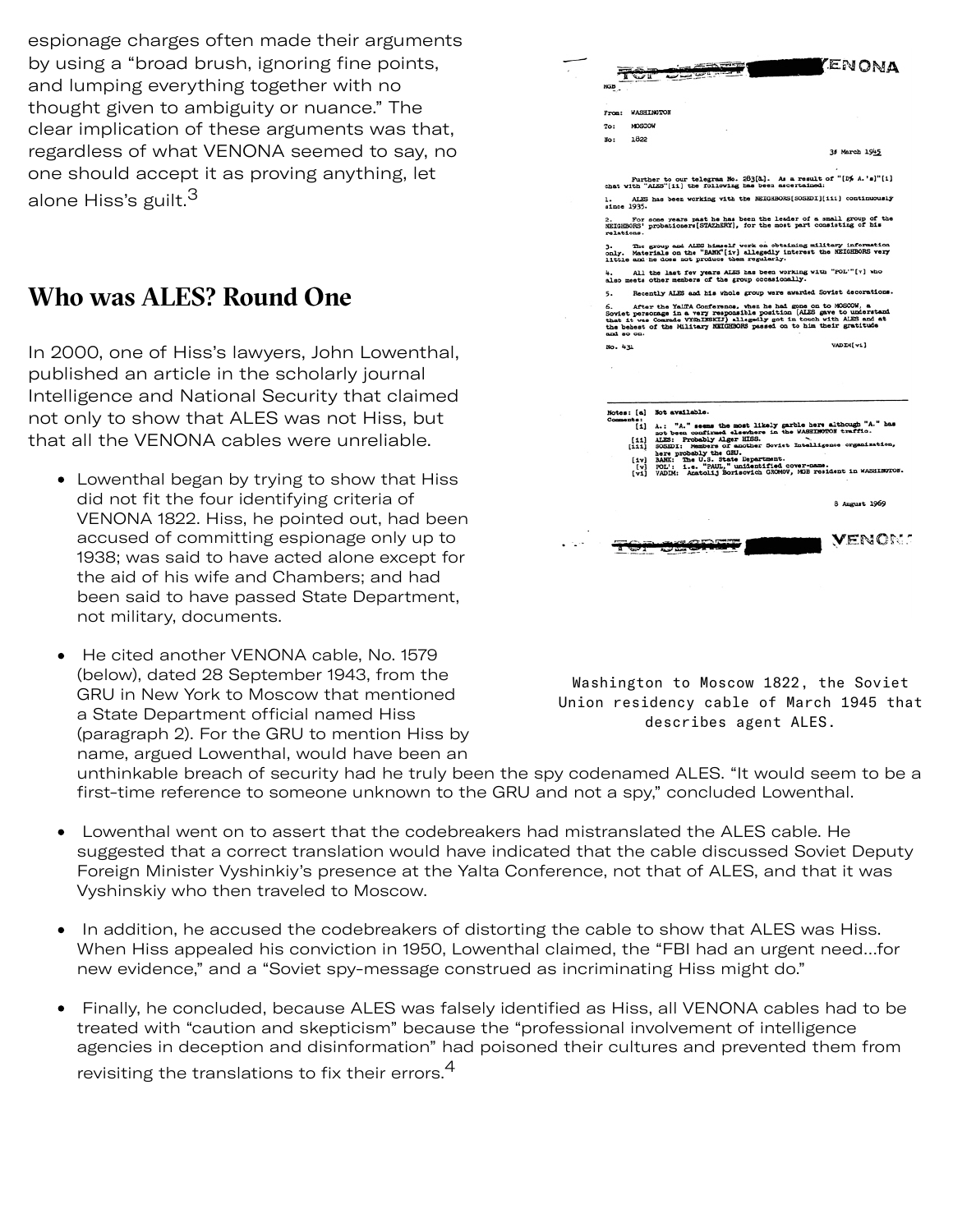espionage charges often made their arguments by using a "broad brush, ignoring fine points, and lumping everything together with no thought given to ambiguity or nuance." The clear implication of these arguments was that, regardless of what VENONA seemed to say, no one should accept it as proving anything, let alone Hiss's guilt.[3]

## Who was ALES? Round One

In 2000, one of Hiss's lawyers, John Lowenthal, published an article in the scholarly journal Intelligence and National Security that claimed not only to show that ALES was not Hiss, but that all the VENONA cables were unreliable.

- Lowenthal began by trying to show that Hiss did not fit the four identifying criteria of VENONA 1822. Hiss, he pointed out, had been accused of committing espionage only up to 1938; was said to have acted alone except for the aid of his wife and Chambers; and had been said to have passed State Department, not military, documents.

- He cited another VENONA cable, No. 1579 (below), dated 28 September 1943, from the GRU in New York to Moscow that mentioned a State Department official named Hiss (paragraph 2). For the GRU to mention Hiss by name, argued Lowenthal, would have been an unthinkable breach of security had he truly been the spy codenamed ALES. "It would seem to be a first-time reference to someone unknown to the GRU and not a spy," concluded Lowenthal.

- Lowenthal went on to assert that the codebreakers had mistranslated the ALES cable. He suggested that a correct translation would have indicated that the cable discussed Soviet Deputy Foreign Minister Vyshinkiy's presence at the Yalta Conference, not that of ALES, and that it was Vyshinskiy who then traveled to Moscow.

- In addition, he accused the codebreakers of distorting the cable to show that ALES was Hiss. When Hiss appealed his conviction in 1950, Lowenthal claimed, the "FBI had an urgent need...for new evidence," and a "Soviet spy-message construed as incriminating Hiss might do."

- Finally, he concluded, because ALES was falsely identified as Hiss, all VENONA cables had to be treated with "caution and skepticism" because the "professional involvement of intelligence agencies in deception and disinformation" had poisoned their cultures and prevented them from revisiting the translations to fix their errors.[4]

Washington to Moscow 1822, the Soviet Union residency cable of March 1945 that describes agent ALES.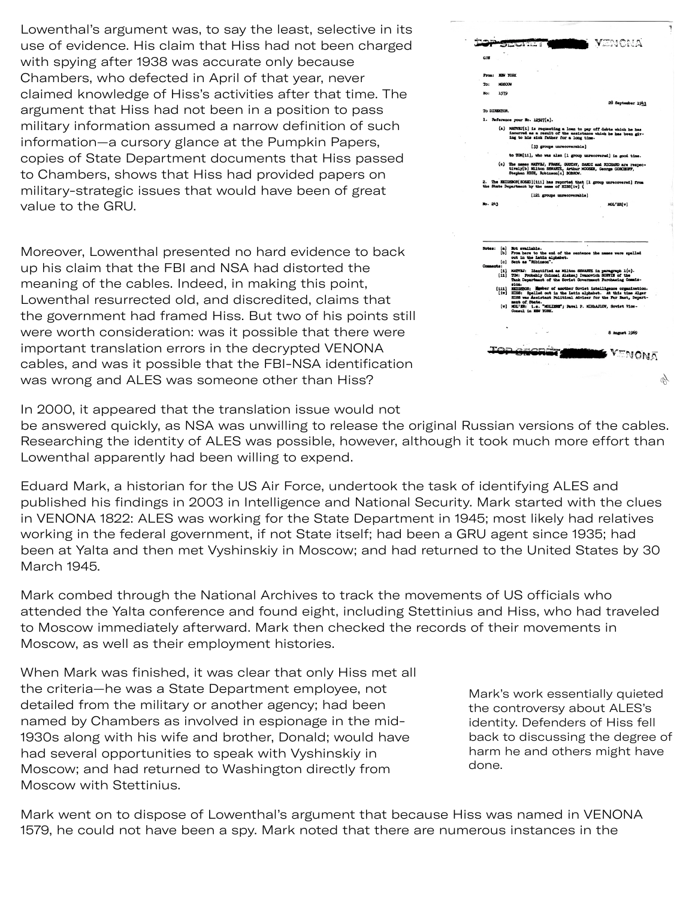Lowenthal's argument was, to say the least, selective in its use of evidence. His claim that Hiss had not been charged with spying after 1938 was accurate only because Chambers, who defected in April of that year, never claimed knowledge of Hiss's activities after that time. The argument that Hiss had not been in a position to pass military information assumed a narrow definition of such information—a cursory glance at the Pumpkin Papers, copies of State Department documents that Hiss passed to Chambers, shows that Hiss had provided papers on military-strategic issues that would have been of great value to the GRU.

Moreover, Lowenthal presented no hard evidence to back up his claim that the FBI and NSA had distorted the meaning of the cables. Indeed, in making this point, Lowenthal resurrected old, and discredited, claims that the government had framed Hiss. But two of his points still were worth consideration: was it possible that there were important translation errors in the decrypted VENONA cables, and was it possible that the FBI-NSA identification was wrong and ALES was someone other than Hiss?

In 2000, it appeared that the translation issue would not be answered quickly, as NSA was unwilling to release the original Russian versions of the cables. Researching the identity of ALES was possible, however, although it took much more effort than Lowenthal apparently had been willing to expend.

Eduard Mark, a historian for the US Air Force, undertook the task of identifying ALES and published his findings in 2003 in Intelligence and National Security. Mark started with the clues in VENONA 1822: ALES was working for the State Department in 1945; most likely had relatives working in the federal government, if not State itself; had been a GRU agent since 1935; had been at Yalta and then met Vyshinskiy in Moscow; and had returned to the United States by 30 March 1945.

Mark combed through the National Archives to track the movements of US officials who attended the Yalta conference and found eight, including Stettinius and Hiss, who had traveled to Moscow immediately afterward. Mark then checked the records of their movements in Moscow, as well as their employment histories.

When Mark was finished, it was clear that only Hiss met all the criteria—he was a State Department employee, not detailed from the military or another agency; had been named by Chambers as involved in espionage in the mid-1930s along with his wife and brother, Donald; would have had several opportunities to speak with Vyshinskiy in Moscow; and had returned to Washington directly from Moscow with Stettinius.

Mark's work essentially quieted the controversy about ALES's identity. Defenders of Hiss fell back to discussing the degree of harm he and others might have done.

Mark went on to dispose of Lowenthal's argument that because Hiss was named in VENONA 1579, he could not have been a spy. Mark noted that there are numerous instances in the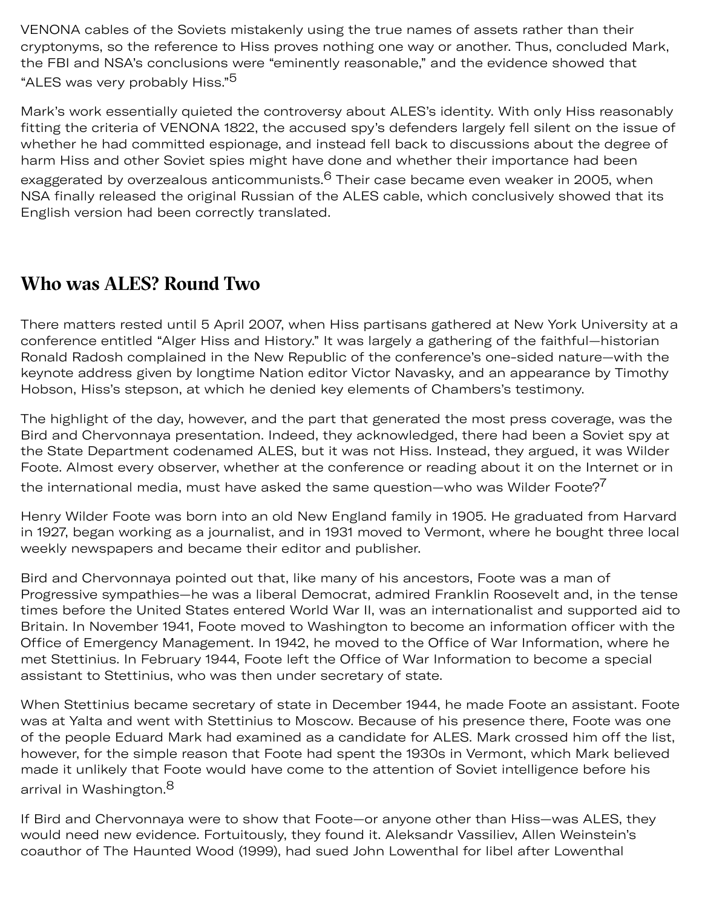VENONA cables of the Soviets mistakenly using the true names of assets rather than their cryptonyms, so the reference to Hiss proves nothing one way or another. Thus, concluded Mark, the FBI and NSA's conclusions were "eminently reasonable," and the evidence showed that "ALES was very probably Hiss."[5]

Mark's work essentially quieted the controversy about ALES's identity. With only Hiss reasonably fitting the criteria of VENONA 1822, the accused spy's defenders largely fell silent on the issue of whether he had committed espionage, and instead fell back to discussions about the degree of harm Hiss and other Soviet spies might have done and whether their importance had been exaggerated by overzealous anticommunists.[6] Their case became even weaker in 2005, when NSA finally released the original Russian of the ALES cable, which conclusively showed that its English version had been correctly translated.

## Who was ALES? Round Two

There matters rested until 5 April 2007, when Hiss partisans gathered at New York University at a conference entitled "Alger Hiss and History." It was largely a gathering of the faithful—historian Ronald Radosh complained in the New Republic of the conference's one-sided nature—with the keynote address given by longtime Nation editor Victor Navasky, and an appearance by Timothy Hobson, Hiss's stepson, at which he denied key elements of Chambers's testimony.

The highlight of the day, however, and the part that generated the most press coverage, was the Bird and Chervonnaya presentation. Indeed, they acknowledged, there had been a Soviet spy at the State Department codenamed ALES, but it was not Hiss. Instead, they argued, it was Wilder Foote. Almost every observer, whether at the conference or reading about it on the Internet or in the international media, must have asked the same question—who was Wilder Foote?[7]

Henry Wilder Foote was born into an old New England family in 1905. He graduated from Harvard in 1927, began working as a journalist, and in 1931 moved to Vermont, where he bought three local weekly newspapers and became their editor and publisher.

Bird and Chervonnaya pointed out that, like many of his ancestors, Foote was a man of Progressive sympathies—he was a liberal Democrat, admired Franklin Roosevelt and, in the tense times before the United States entered World War II, was an internationalist and supported aid to Britain. In November 1941, Foote moved to Washington to become an information officer with the Office of Emergency Management. In 1942, he moved to the Office of War Information, where he met Stettinius. In February 1944, Foote left the Office of War Information to become a special assistant to Stettinius, who was then under secretary of state.

When Stettinius became secretary of state in December 1944, he made Foote an assistant. Foote was at Yalta and went with Stettinius to Moscow. Because of his presence there, Foote was one of the people Eduard Mark had examined as a candidate for ALES. Mark crossed him off the list, however, for the simple reason that Foote had spent the 1930s in Vermont, which Mark believed made it unlikely that Foote would have come to the attention of Soviet intelligence before his arrival in Washington.[8]

If Bird and Chervonnaya were to show that Foote—or anyone other than Hiss—was ALES, they would need new evidence. Fortuitously, they found it. Aleksandr Vassiliev, Allen Weinstein's coauthor of The Haunted Wood (1999), had sued John Lowenthal for libel after Lowenthal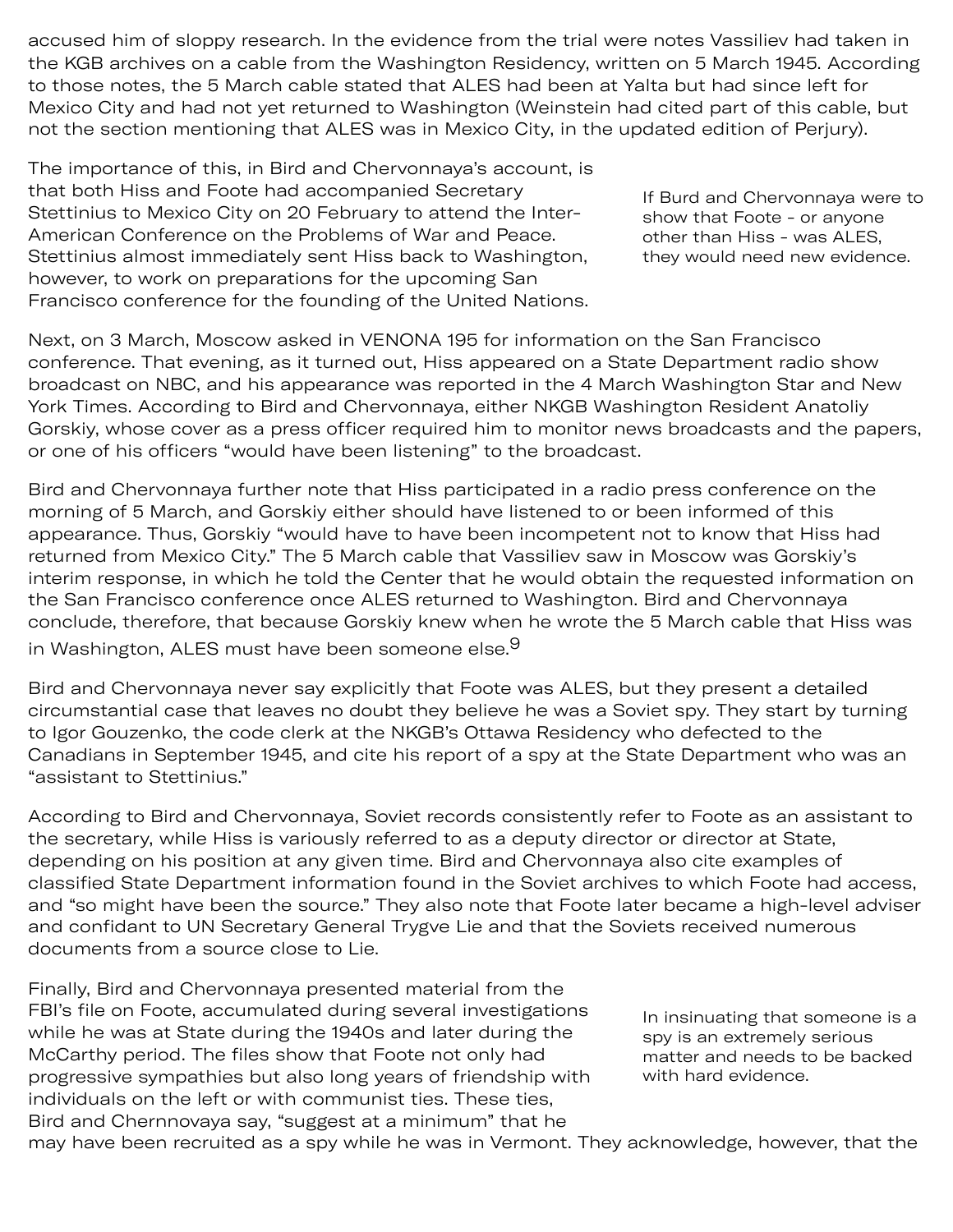accused him of sloppy research. In the evidence from the trial were notes Vassiliev had taken in the KGB archives on a cable from the Washington Residency, written on 5 March 1945. According to those notes, the 5 March cable stated that ALES had been at Yalta but had since left for Mexico City and had not yet returned to Washington (Weinstein had cited part of this cable, but not the section mentioning that ALES was in Mexico City, in the updated edition of Perjury).

The importance of this, in Bird and Chervonnaya's account, is that both Hiss and Foote had accompanied Secretary Stettinius to Mexico City on 20 February to attend the Inter-American Conference on the Problems of War and Peace. Stettinius almost immediately sent Hiss back to Washington, however, to work on preparations for the upcoming San Francisco conference for the founding of the United Nations.

> If Burd and Chervonnaya were to show that Foote - or anyone other than Hiss - was ALES, they would need new evidence.

Next, on 3 March, Moscow asked in VENONA 195 for information on the San Francisco conference. That evening, as it turned out, Hiss appeared on a State Department radio show broadcast on NBC, and his appearance was reported in the 4 March Washington Star and New York Times. According to Bird and Chervonnaya, either NKGB Washington Resident Anatoliy Gorskiy, whose cover as a press officer required him to monitor news broadcasts and the papers, or one of his officers "would have been listening" to the broadcast.

Bird and Chervonnaya further note that Hiss participated in a radio press conference on the morning of 5 March, and Gorskiy either should have listened to or been informed of this appearance. Thus, Gorskiy "would have to have been incompetent not to know that Hiss had returned from Mexico City." The 5 March cable that Vassiliev saw in Moscow was Gorskiy's interim response, in which he told the Center that he would obtain the requested information on the San Francisco conference once ALES returned to Washington. Bird and Chervonnaya conclude, therefore, that because Gorskiy knew when he wrote the 5 March cable that Hiss was in Washington, ALES must have been someone else.[9]

Bird and Chervonnaya never say explicitly that Foote was ALES, but they present a detailed circumstantial case that leaves no doubt they believe he was a Soviet spy. They start by turning to Igor Gouzenko, the code clerk at the NKGB's Ottawa Residency who defected to the Canadians in September 1945, and cite his report of a spy at the State Department who was an "assistant to Stettinius."

According to Bird and Chervonnaya, Soviet records consistently refer to Foote as an assistant to the secretary, while Hiss is variously referred to as a deputy director or director at State, depending on his position at any given time. Bird and Chervonnaya also cite examples of classified State Department information found in the Soviet archives to which Foote had access, and "so might have been the source." They also note that Foote later became a high-level adviser and confidant to UN Secretary General Trygve Lie and that the Soviets received numerous documents from a source close to Lie.

Finally, Bird and Chervonnaya presented material from the FBI's file on Foote, accumulated during several investigations while he was at State during the 1940s and later during the McCarthy period. The files show that Foote not only had progressive sympathies but also long years of friendship with individuals on the left or with communist ties. These ties, Bird and Chernnovaya say, "suggest at a minimum" that he may have been recruited as a spy while he was in Vermont. They acknowledge, however, that the

> In insinuating that someone is a spy is an extremely serious matter and needs to be backed with hard evidence.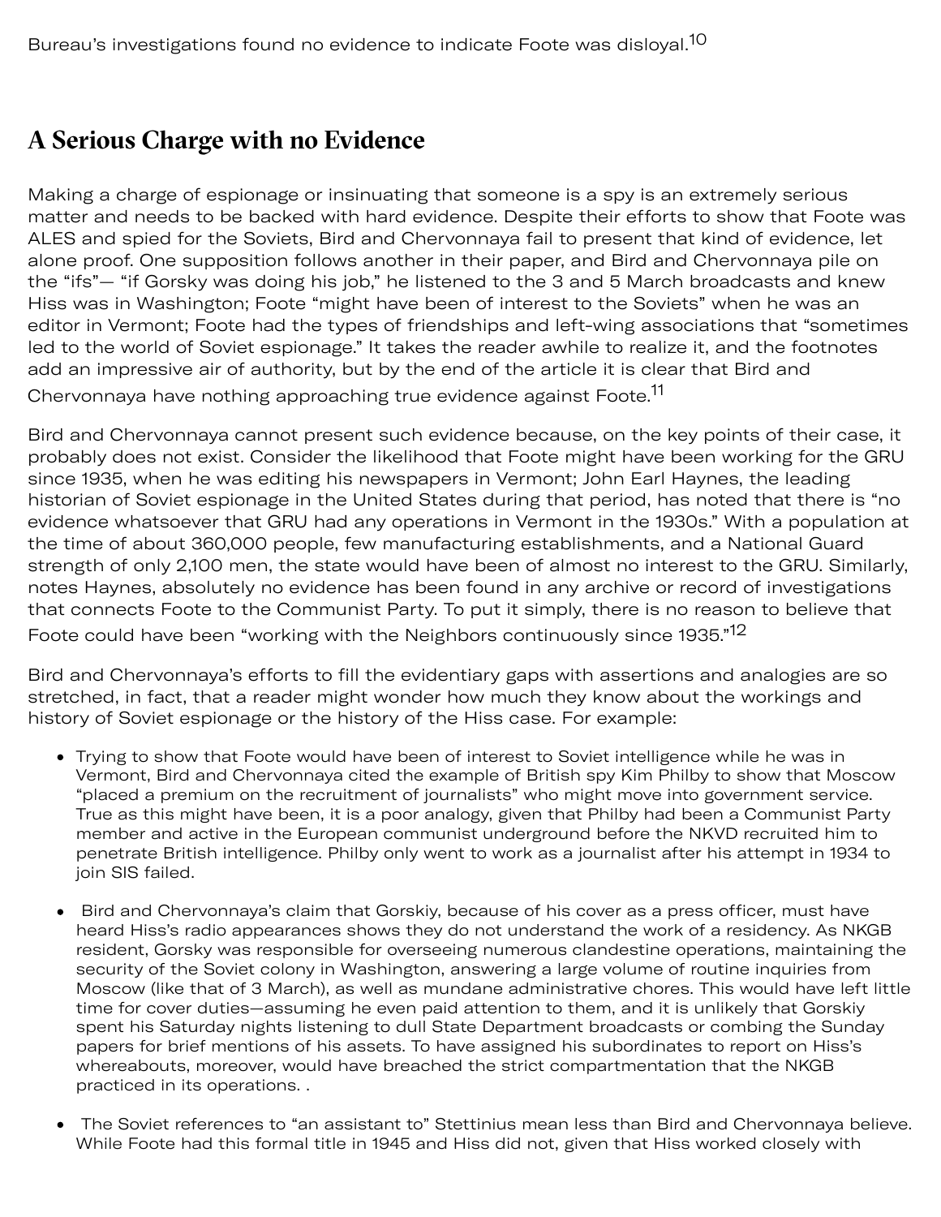Bureau's investigations found no evidence to indicate Foote was disloyal.[10]

## A Serious Charge with no Evidence

Making a charge of espionage or insinuating that someone is a spy is an extremely serious matter and needs to be backed with hard evidence. Despite their efforts to show that Foote was ALES and spied for the Soviets, Bird and Chervonnaya fail to present that kind of evidence, let alone proof. One supposition follows another in their paper, and Bird and Chervonnaya pile on the "ifs"— "if Gorsky was doing his job," he listened to the 3 and 5 March broadcasts and knew Hiss was in Washington; Foote "might have been of interest to the Soviets" when he was an editor in Vermont; Foote had the types of friendships and left-wing associations that "sometimes led to the world of Soviet espionage." It takes the reader awhile to realize it, and the footnotes add an impressive air of authority, but by the end of the article it is clear that Bird and Chervonnaya have nothing approaching true evidence against Foote.[11]

Bird and Chervonnaya cannot present such evidence because, on the key points of their case, it probably does not exist. Consider the likelihood that Foote might have been working for the GRU since 1935, when he was editing his newspapers in Vermont; John Earl Haynes, the leading historian of Soviet espionage in the United States during that period, has noted that there is "no evidence whatsoever that GRU had any operations in Vermont in the 1930s." With a population at the time of about 360,000 people, few manufacturing establishments, and a National Guard strength of only 2,100 men, the state would have been of almost no interest to the GRU. Similarly, notes Haynes, absolutely no evidence has been found in any archive or record of investigations that connects Foote to the Communist Party. To put it simply, there is no reason to believe that Foote could have been "working with the Neighbors continuously since 1935."[12]

Bird and Chervonnaya's efforts to fill the evidentiary gaps with assertions and analogies are so stretched, in fact, that a reader might wonder how much they know about the workings and history of Soviet espionage or the history of the Hiss case. For example:

- Trying to show that Foote would have been of interest to Soviet intelligence while he was in Vermont, Bird and Chervonnaya cited the example of British spy Kim Philby to show that Moscow "placed a premium on the recruitment of journalists" who might move into government service. True as this might have been, it is a poor analogy, given that Philby had been a Communist Party member and active in the European communist underground before the NKVD recruited him to penetrate British intelligence. Philby only went to work as a journalist after his attempt in 1934 to join SIS failed.
- Bird and Chervonnaya's claim that Gorskiy, because of his cover as a press officer, must have heard Hiss's radio appearances shows they do not understand the work of a residency. As NKGB resident, Gorsky was responsible for overseeing numerous clandestine operations, maintaining the security of the Soviet colony in Washington, answering a large volume of routine inquiries from Moscow (like that of 3 March), as well as mundane administrative chores. This would have left little time for cover duties—assuming he even paid attention to them, and it is unlikely that Gorskiy spent his Saturday nights listening to dull State Department broadcasts or combing the Sunday papers for brief mentions of his assets. To have assigned his subordinates to report on Hiss's whereabouts, moreover, would have breached the strict compartmentation that the NKGB practiced in its operations. .
- The Soviet references to "an assistant to" Stettinius mean less than Bird and Chervonnaya believe. While Foote had this formal title in 1945 and Hiss did not, given that Hiss worked closely with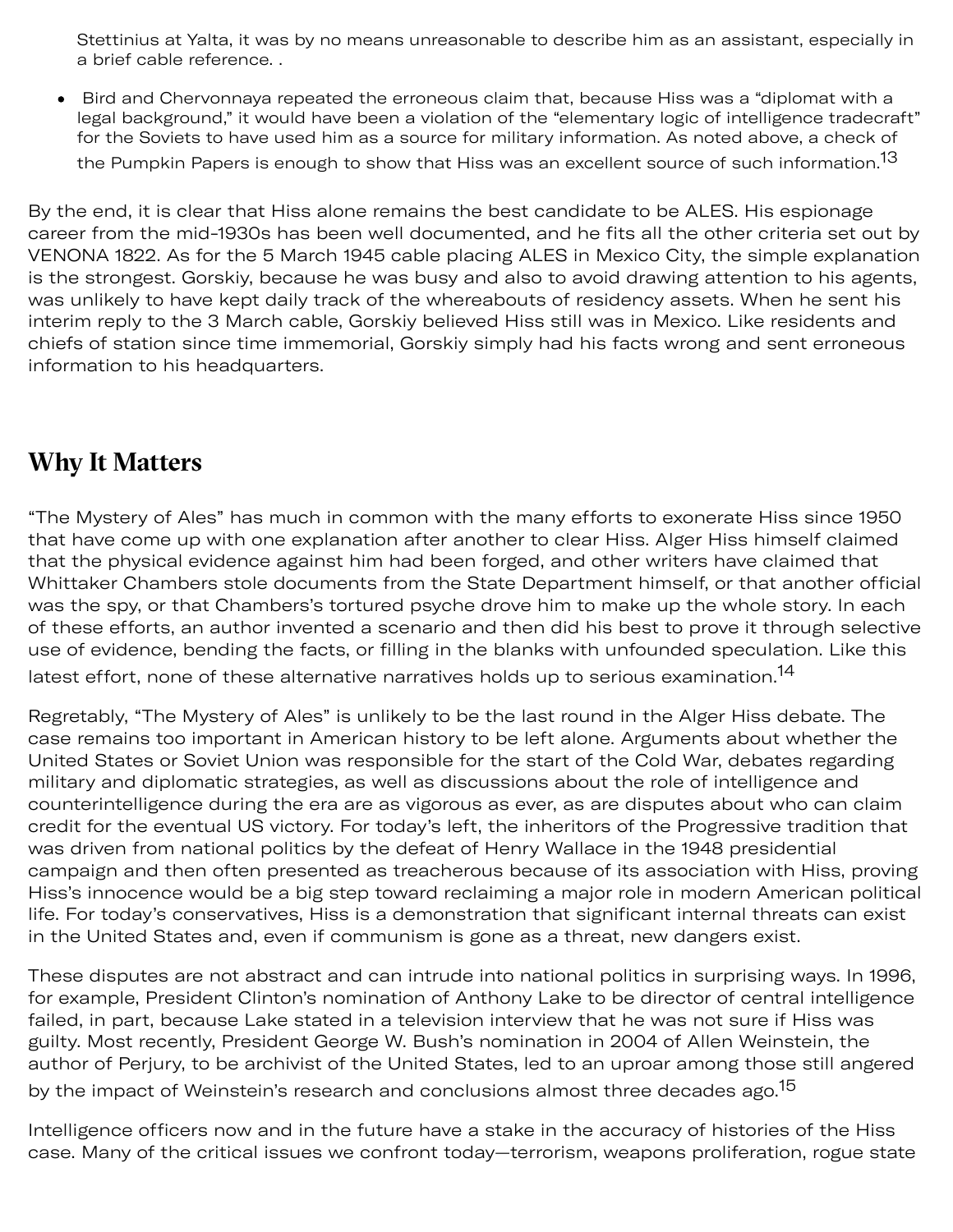Stettinius at Yalta, it was by no means unreasonable to describe him as an assistant, especially in a brief cable reference. .

- Bird and Chervonnaya repeated the erroneous claim that, because Hiss was a "diplomat with a legal background," it would have been a violation of the "elementary logic of intelligence tradecraft" for the Soviets to have used him as a source for military information. As noted above, a check of the Pumpkin Papers is enough to show that Hiss was an excellent source of such information.[13]

By the end, it is clear that Hiss alone remains the best candidate to be ALES. His espionage career from the mid-1930s has been well documented, and he fits all the other criteria set out by VENONA 1822. As for the 5 March 1945 cable placing ALES in Mexico City, the simple explanation is the strongest. Gorskiy, because he was busy and also to avoid drawing attention to his agents, was unlikely to have kept daily track of the whereabouts of residency assets. When he sent his interim reply to the 3 March cable, Gorskiy believed Hiss still was in Mexico. Like residents and chiefs of station since time immemorial, Gorskiy simply had his facts wrong and sent erroneous information to his headquarters.

## Why It Matters

"The Mystery of Ales" has much in common with the many efforts to exonerate Hiss since 1950 that have come up with one explanation after another to clear Hiss. Alger Hiss himself claimed that the physical evidence against him had been forged, and other writers have claimed that Whittaker Chambers stole documents from the State Department himself, or that another official was the spy, or that Chambers's tortured psyche drove him to make up the whole story. In each of these efforts, an author invented a scenario and then did his best to prove it through selective use of evidence, bending the facts, or filling in the blanks with unfounded speculation. Like this latest effort, none of these alternative narratives holds up to serious examination.[14]

Regretably, "The Mystery of Ales" is unlikely to be the last round in the Alger Hiss debate. The case remains too important in American history to be left alone. Arguments about whether the United States or Soviet Union was responsible for the start of the Cold War, debates regarding military and diplomatic strategies, as well as discussions about the role of intelligence and counterintelligence during the era are as vigorous as ever, as are disputes about who can claim credit for the eventual US victory. For today's left, the inheritors of the Progressive tradition that was driven from national politics by the defeat of Henry Wallace in the 1948 presidential campaign and then often presented as treacherous because of its association with Hiss, proving Hiss's innocence would be a big step toward reclaiming a major role in modern American political life. For today's conservatives, Hiss is a demonstration that significant internal threats can exist in the United States and, even if communism is gone as a threat, new dangers exist.

These disputes are not abstract and can intrude into national politics in surprising ways. In 1996, for example, President Clinton's nomination of Anthony Lake to be director of central intelligence failed, in part, because Lake stated in a television interview that he was not sure if Hiss was guilty. Most recently, President George W. Bush's nomination in 2004 of Allen Weinstein, the author of Perjury, to be archivist of the United States, led to an uproar among those still angered by the impact of Weinstein's research and conclusions almost three decades ago.[15]

Intelligence officers now and in the future have a stake in the accuracy of histories of the Hiss case. Many of the critical issues we confront today—terrorism, weapons proliferation, rogue state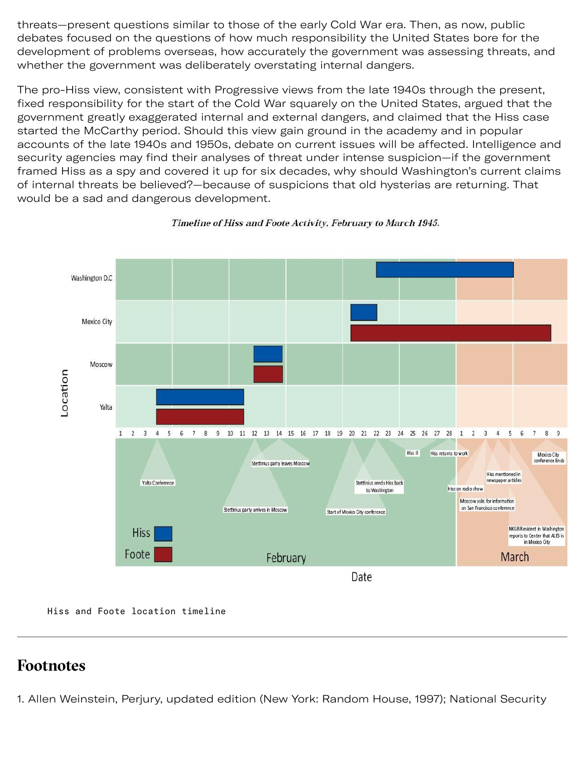threats—present questions similar to those of the early Cold War era. Then, as now, public debates focused on the questions of how much responsibility the United States bore for the development of problems overseas, how accurately the government was assessing threats, and whether the government was deliberately overstating internal dangers.

The pro-Hiss view, consistent with Progressive views from the late 1940s through the present, fixed responsibility for the start of the Cold War squarely on the United States, argued that the government greatly exaggerated internal and external dangers, and claimed that the Hiss case started the McCarthy period. Should this view gain ground in the academy and in popular accounts of the late 1940s and 1950s, debate on current issues will be affected. Intelligence and security agencies may find their analyses of threat under intense suspicion—if the government framed Hiss as a spy and covered it up for six decades, why should Washington's current claims of internal threats be believed?—because of suspicions that old hysterias are returning. That would be a sad and dangerous development.

*Timeline of Hiss and Foote Activity, February to March 1945.*

Hiss and Foote location timeline

---

## Footnotes

1. Allen Weinstein, Perjury, updated edition (New York: Random House, 1997); National Security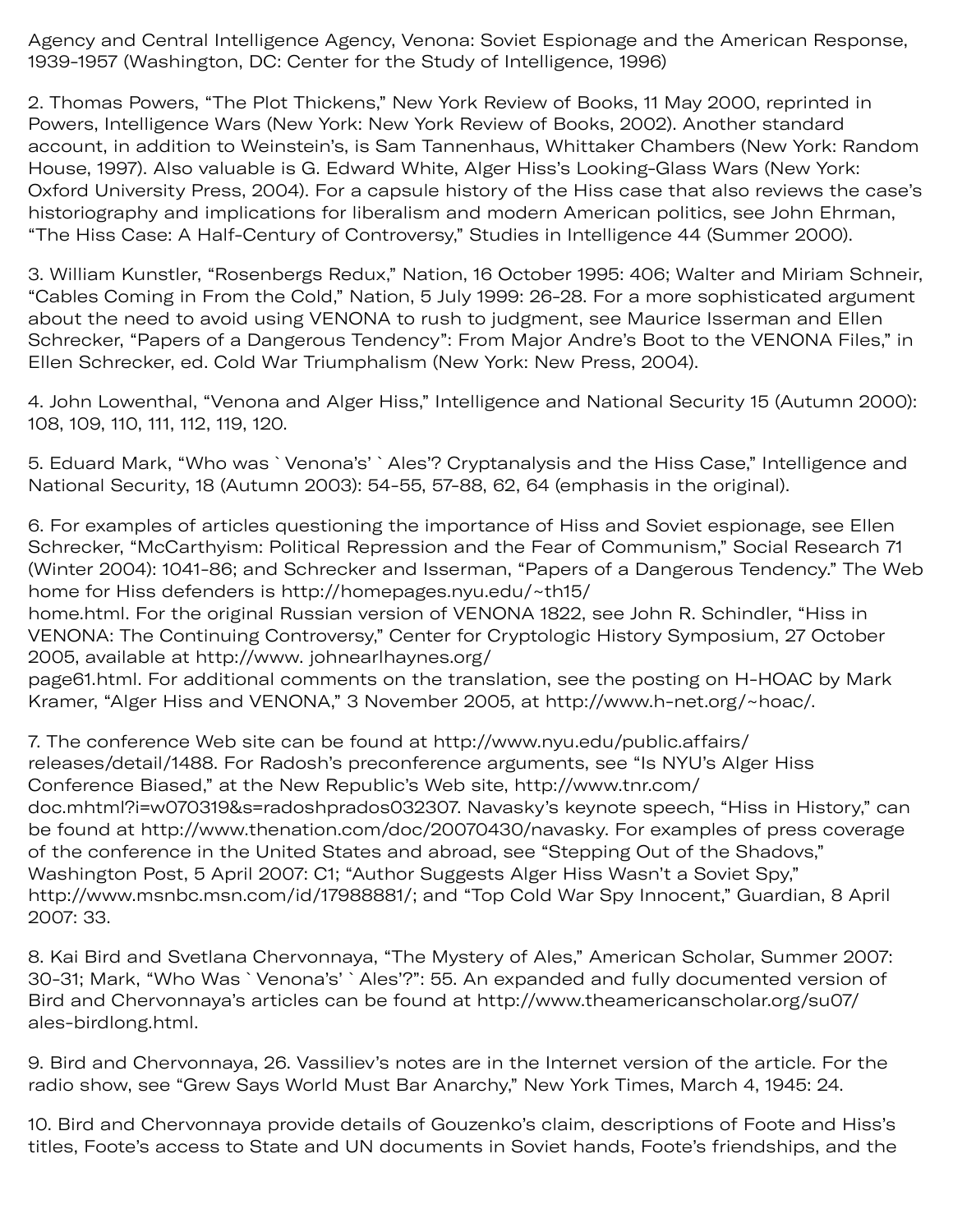Agency and Central Intelligence Agency, Venona: Soviet Espionage and the American Response, 1939-1957 (Washington, DC: Center for the Study of Intelligence, 1996)

2. Thomas Powers, "The Plot Thickens," New York Review of Books, 11 May 2000, reprinted in Powers, Intelligence Wars (New York: New York Review of Books, 2002). Another standard account, in addition to Weinstein's, is Sam Tannenhaus, Whittaker Chambers (New York: Random House, 1997). Also valuable is G. Edward White, Alger Hiss's Looking-Glass Wars (New York: Oxford University Press, 2004). For a capsule history of the Hiss case that also reviews the case's historiography and implications for liberalism and modern American politics, see John Ehrman, "The Hiss Case: A Half-Century of Controversy," Studies in Intelligence 44 (Summer 2000).

3. William Kunstler, "Rosenbergs Redux," Nation, 16 October 1995: 406; Walter and Miriam Schneir, "Cables Coming in From the Cold," Nation, 5 July 1999: 26-28. For a more sophisticated argument about the need to avoid using VENONA to rush to judgment, see Maurice Isserman and Ellen Schrecker, "Papers of a Dangerous Tendency": From Major Andre's Boot to the VENONA Files," in Ellen Schrecker, ed. Cold War Triumphalism (New York: New Press, 2004).

4. John Lowenthal, "Venona and Alger Hiss," Intelligence and National Security 15 (Autumn 2000): 108, 109, 110, 111, 112, 119, 120.

5. Eduard Mark, "Who was `Venona's' `Ales'? Cryptanalysis and the Hiss Case," Intelligence and National Security, 18 (Autumn 2003): 54-55, 57-88, 62, 64 (emphasis in the original).

6. For examples of articles questioning the importance of Hiss and Soviet espionage, see Ellen Schrecker, "McCarthyism: Political Repression and the Fear of Communism," Social Research 71 (Winter 2004): 1041-86; and Schrecker and Isserman, "Papers of a Dangerous Tendency." The Web home for Hiss defenders is http://homepages.nyu.edu/~th15/home.html. For the original Russian version of VENONA 1822, see John R. Schindler, "Hiss in VENONA: The Continuing Controversy," Center for Cryptologic History Symposium, 27 October 2005, available at http://www. johnearlhaynes.org/page61.html. For additional comments on the translation, see the posting on H-HOAC by Mark Kramer, "Alger Hiss and VENONA," 3 November 2005, at http://www.h-net.org/~hoac/.

7. The conference Web site can be found at http://www.nyu.edu/public.affairs/releases/detail/1488. For Radosh's preconference arguments, see "Is NYU's Alger Hiss Conference Biased," at the New Republic's Web site, http://www.tnr.com/doc.mhtml?i=w070319&s=radoshprados032307. Navasky's keynote speech, "Hiss in History," can be found at http://www.thenation.com/doc/20070430/navasky. For examples of press coverage of the conference in the United States and abroad, see "Stepping Out of the Shadovs," Washington Post, 5 April 2007: C1; "Author Suggests Alger Hiss Wasn't a Soviet Spy," http://www.msnbc.msn.com/id/17988881/; and "Top Cold War Spy Innocent," Guardian, 8 April 2007: 33.

8. Kai Bird and Svetlana Chervonnaya, "The Mystery of Ales," American Scholar, Summer 2007: 30-31; Mark, "Who Was `Venona's' `Ales'?": 55. An expanded and fully documented version of Bird and Chervonnaya's articles can be found at http://www.theamericanscholar.org/su07/ales-birdlong.html.

9. Bird and Chervonnaya, 26. Vassiliev's notes are in the Internet version of the article. For the radio show, see "Grew Says World Must Bar Anarchy," New York Times, March 4, 1945: 24.

10. Bird and Chervonnaya provide details of Gouzenko's claim, descriptions of Foote and Hiss's titles, Foote's access to State and UN documents in Soviet hands, Foote's friendships, and the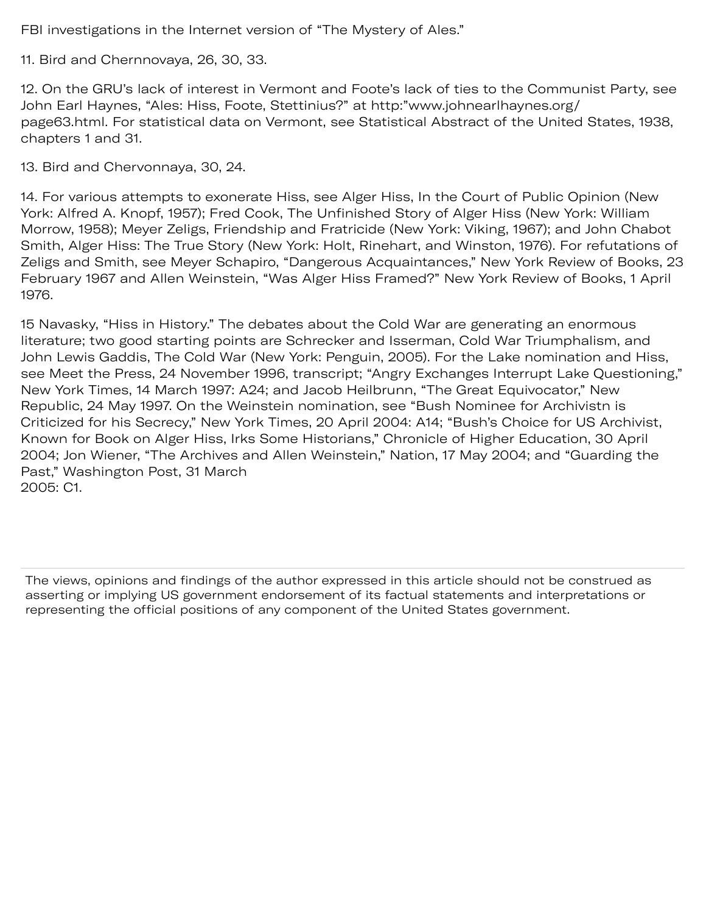FBI investigations in the Internet version of "The Mystery of Ales."

11. Bird and Chernnovaya, 26, 30, 33.

12. On the GRU's lack of interest in Vermont and Foote's lack of ties to the Communist Party, see John Earl Haynes, "Ales: Hiss, Foote, Stettinius?" at http:"www.johnearlhaynes.org/page63.html. For statistical data on Vermont, see Statistical Abstract of the United States, 1938, chapters 1 and 31.

13. Bird and Chervonnaya, 30, 24.

14. For various attempts to exonerate Hiss, see Alger Hiss, In the Court of Public Opinion (New York: Alfred A. Knopf, 1957); Fred Cook, The Unfinished Story of Alger Hiss (New York: William Morrow, 1958); Meyer Zeligs, Friendship and Fratricide (New York: Viking, 1967); and John Chabot Smith, Alger Hiss: The True Story (New York: Holt, Rinehart, and Winston, 1976). For refutations of Zeligs and Smith, see Meyer Schapiro, "Dangerous Acquaintances," New York Review of Books, 23 February 1967 and Allen Weinstein, "Was Alger Hiss Framed?" New York Review of Books, 1 April 1976.

15 Navasky, "Hiss in History." The debates about the Cold War are generating an enormous literature; two good starting points are Schrecker and Isserman, Cold War Triumphalism, and John Lewis Gaddis, The Cold War (New York: Penguin, 2005). For the Lake nomination and Hiss, see Meet the Press, 24 November 1996, transcript; "Angry Exchanges Interrupt Lake Questioning," New York Times, 14 March 1997: A24; and Jacob Heilbrunn, "The Great Equivocator," New Republic, 24 May 1997. On the Weinstein nomination, see "Bush Nominee for Archivistn is Criticized for his Secrecy," New York Times, 20 April 2004: A14; "Bush's Choice for US Archivist, Known for Book on Alger Hiss, Irks Some Historians," Chronicle of Higher Education, 30 April 2004; Jon Wiener, "The Archives and Allen Weinstein," Nation, 17 May 2004; and "Guarding the Past," Washington Post, 31 March 2005: C1.

---

The views, opinions and findings of the author expressed in this article should not be construed as asserting or implying US government endorsement of its factual statements and interpretations or representing the official positions of any component of the United States government.